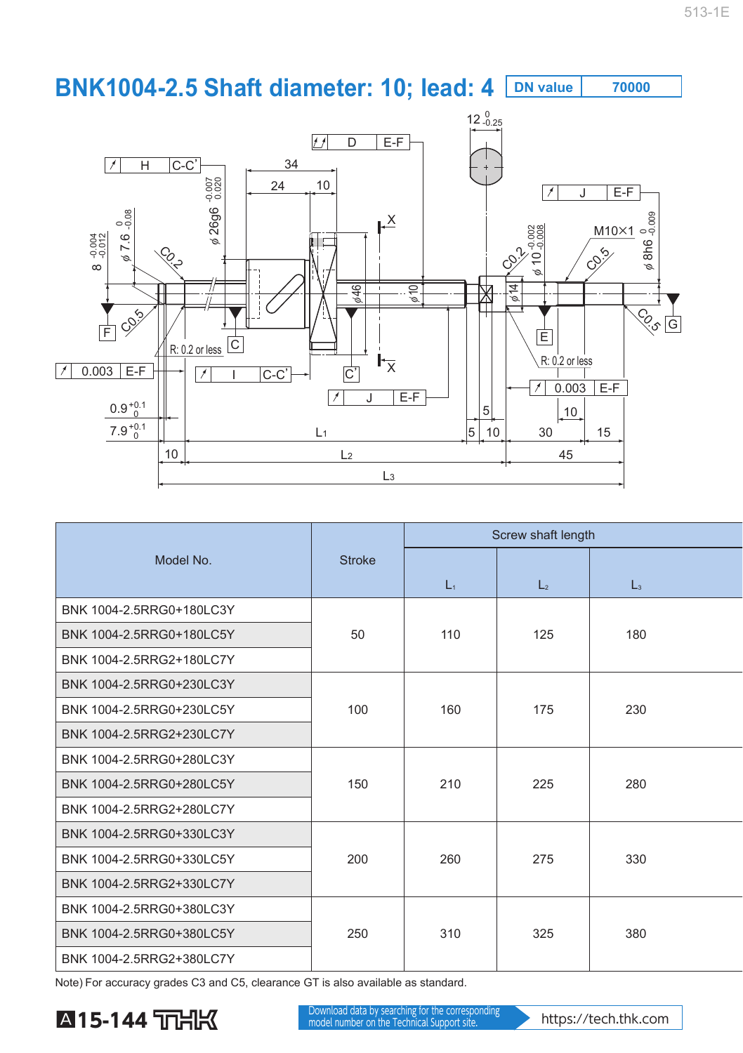# BNK1004-2.5 Shaft diameter: 10; lead: 4

| DN value | 70000 |
|---|---|

| Model No. | Stroke | Screw shaft length | | |
|---|---|---|---|---|
| | | $L_1$ | $L_2$ | $L_3$ |
| BNK 1004-2.5RRG0+180LC3Y | 50 | 110 | 125 | 180 |
| BNK 1004-2.5RRG0+180LC5Y | | | | |
| BNK 1004-2.5RRG2+180LC7Y | | | | |
| BNK 1004-2.5RRG0+230LC3Y | 100 | 160 | 175 | 230 |
| BNK 1004-2.5RRG0+230LC5Y | | | | |
| BNK 1004-2.5RRG2+230LC7Y | | | | |
| BNK 1004-2.5RRG0+280LC3Y | 150 | 210 | 225 | 280 |
| BNK 1004-2.5RRG0+280LC5Y | | | | |
| BNK 1004-2.5RRG2+280LC7Y | | | | |
| BNK 1004-2.5RRG0+330LC3Y | 200 | 260 | 275 | 330 |
| BNK 1004-2.5RRG0+330LC5Y | | | | |
| BNK 1004-2.5RRG2+330LC7Y | | | | |
| BNK 1004-2.5RRG0+380LC3Y | 250 | 310 | 325 | 380 |
| BNK 1004-2.5RRG0+380LC5Y | | | | |
| BNK 1004-2.5RRG2+380LC7Y | | | | |

Note) For accuracy grades C3 and C5, clearance GT is also available as standard.

Download data by searching for the corresponding model number on the Technical Support site. https://tech.thk.com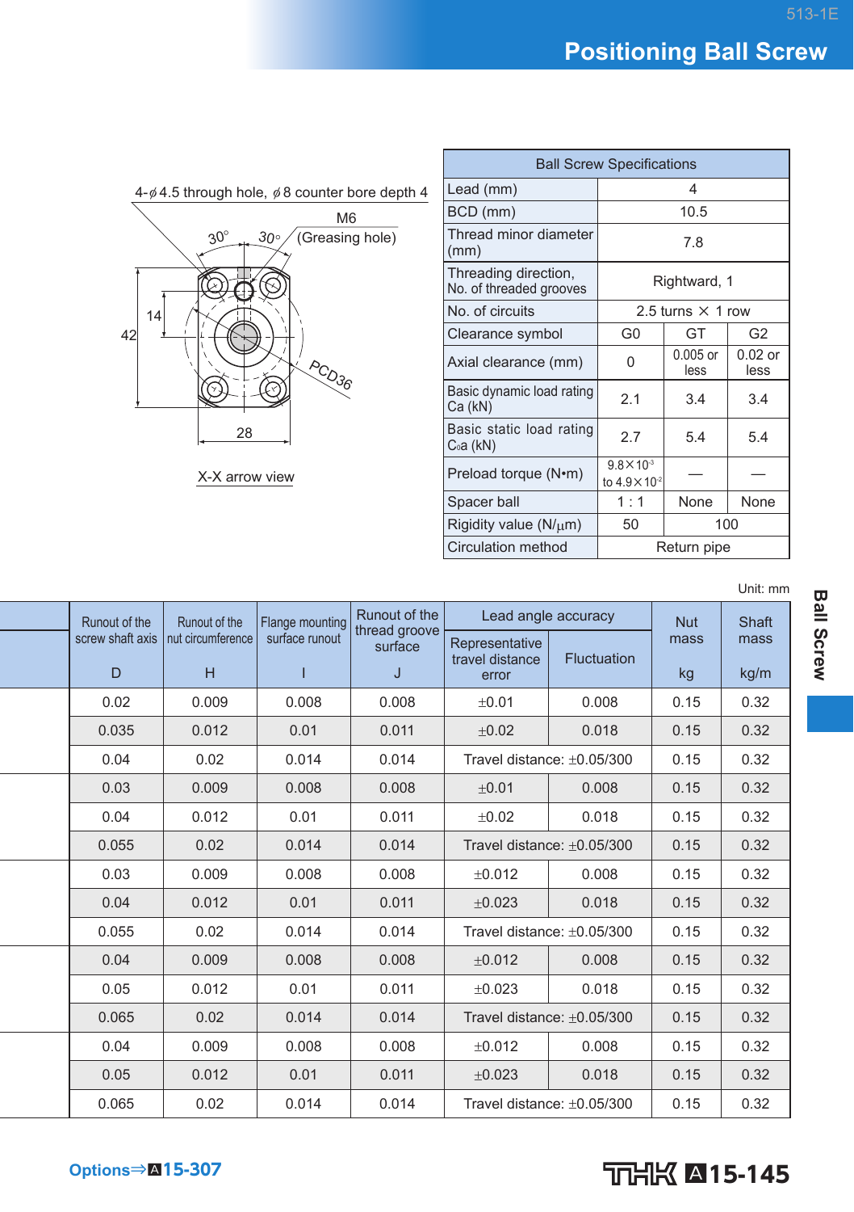## Positioning Ball Screw

4-$\phi$4.5 through hole, $\phi$8 counter bore depth 4

M6 (Greasing hole)

30° 30°

14

42

PCD36

28

X-X arrow view

| Ball Screw Specifications | | | |
|---|---|---|---|
| Lead (mm) | 4 | | |
| BCD (mm) | 10.5 | | |
| Thread minor diameter (mm) | 7.8 | | |
| Threading direction, No. of threaded grooves | Rightward, 1 | | |
| No. of circuits | 2.5 turns × 1 row | | |
| Clearance symbol | G0 | GT | G2 |
| Axial clearance (mm) | 0 | 0.005 or less | 0.02 or less |
| Basic dynamic load rating Ca (kN) | 2.1 | 3.4 | 3.4 |
| Basic static load rating $C_0a$ (kN) | 2.7 | 5.4 | 5.4 |
| Preload torque (N•m) | $9.8\times10^{-3}$ to $4.9\times10^{-2}$ | — | — |
| Spacer ball | 1 : 1 | None | None |
| Rigidity value (N/μm) | 50 | 100 | |
| Circulation method | Return pipe | | |

Unit: mm

| | Runout of the screw shaft axis | Runout of the nut circumference | Flange mounting surface runout | Runout of the thread groove surface | Lead angle accuracy | | Nut mass | Shaft mass |
|---|---|---|---|---|---|---|---|---|
| | | | | | Representative travel distance error | Fluctuation | | |
| | D | H | I | J | | | kg | kg/m |
| | 0.02 | 0.009 | 0.008 | 0.008 | ±0.01 | 0.008 | 0.15 | 0.32 |
| | 0.035 | 0.012 | 0.01 | 0.011 | ±0.02 | 0.018 | 0.15 | 0.32 |
| | 0.04 | 0.02 | 0.014 | 0.014 | Travel distance: ±0.05/300 | | 0.15 | 0.32 |
| | 0.03 | 0.009 | 0.008 | 0.008 | ±0.01 | 0.008 | 0.15 | 0.32 |
| | 0.04 | 0.012 | 0.01 | 0.011 | ±0.02 | 0.018 | 0.15 | 0.32 |
| | 0.055 | 0.02 | 0.014 | 0.014 | Travel distance: ±0.05/300 | | 0.15 | 0.32 |
| | 0.03 | 0.009 | 0.008 | 0.008 | ±0.012 | 0.008 | 0.15 | 0.32 |
| | 0.04 | 0.012 | 0.01 | 0.011 | ±0.023 | 0.018 | 0.15 | 0.32 |
| | 0.055 | 0.02 | 0.014 | 0.014 | Travel distance: ±0.05/300 | | 0.15 | 0.32 |
| | 0.04 | 0.009 | 0.008 | 0.008 | ±0.012 | 0.008 | 0.15 | 0.32 |
| | 0.05 | 0.012 | 0.01 | 0.011 | ±0.023 | 0.018 | 0.15 | 0.32 |
| | 0.065 | 0.02 | 0.014 | 0.014 | Travel distance: ±0.05/300 | | 0.15 | 0.32 |
| | 0.04 | 0.009 | 0.008 | 0.008 | ±0.012 | 0.008 | 0.15 | 0.32 |
| | 0.05 | 0.012 | 0.01 | 0.011 | ±0.023 | 0.018 | 0.15 | 0.32 |
| | 0.065 | 0.02 | 0.014 | 0.014 | Travel distance: ±0.05/300 | | 0.15 | 0.32 |

Options⇒A15-307